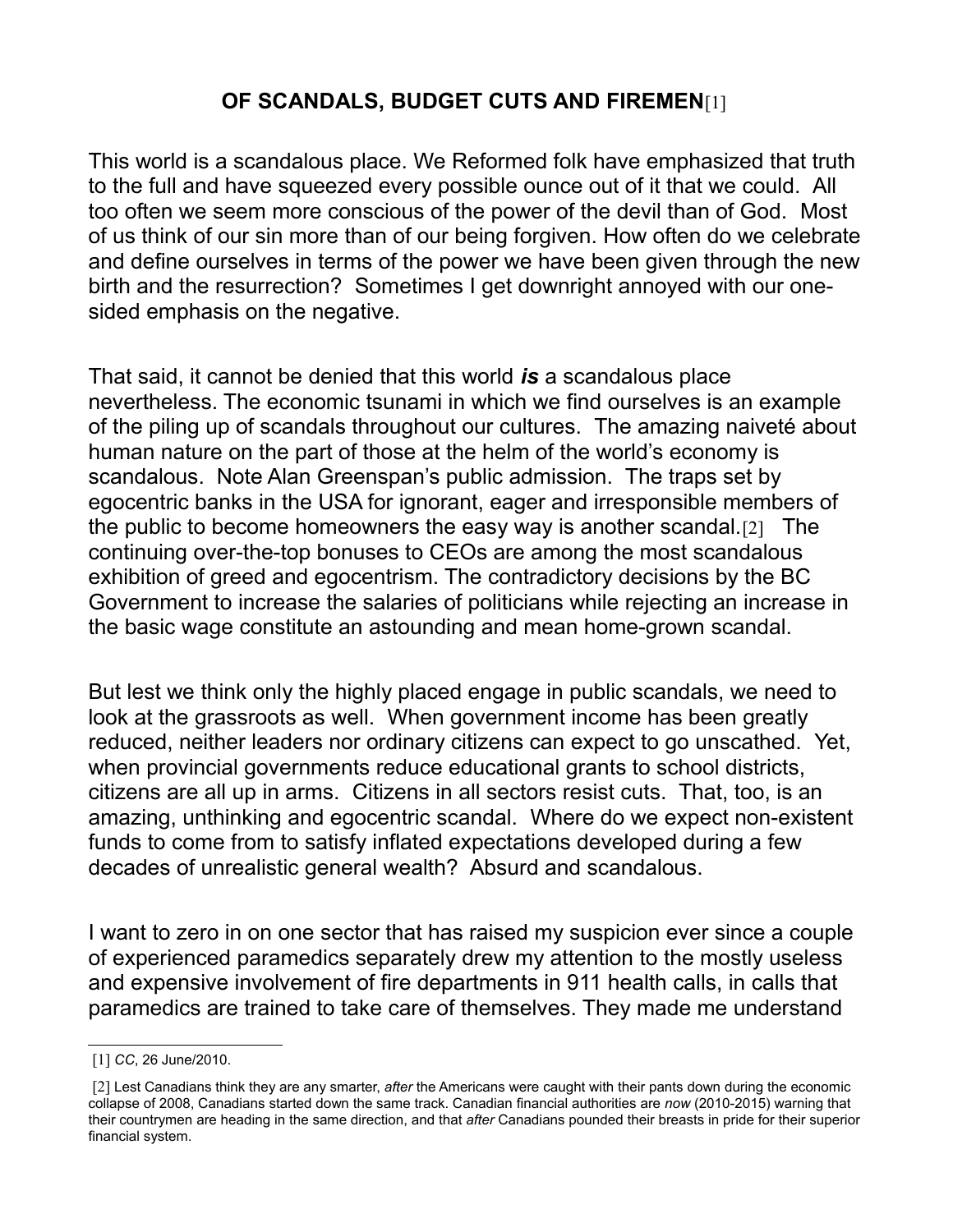# OF SCANDALS, BUDGET CUTS AND FIREMEN[1]

This world is a scandalous place. We Reformed folk have emphasized that truth to the full and have squeezed every possible ounce out of it that we could. All too often we seem more conscious of the power of the devil than of God. Most of us think of our sin more than of our being forgiven. How often do we celebrate and define ourselves in terms of the power we have been given through the new birth and the resurrection? Sometimes I get downright annoyed with our one-sided emphasis on the negative.

That said, it cannot be denied that this world ***is*** a scandalous place nevertheless. The economic tsunami in which we find ourselves is an example of the piling up of scandals throughout our cultures. The amazing naiveté about human nature on the part of those at the helm of the world's economy is scandalous. Note Alan Greenspan's public admission. The traps set by egocentric banks in the USA for ignorant, eager and irresponsible members of the public to become homeowners the easy way is another scandal.[2] The continuing over-the-top bonuses to CEOs are among the most scandalous exhibition of greed and egocentrism. The contradictory decisions by the BC Government to increase the salaries of politicians while rejecting an increase in the basic wage constitute an astounding and mean home-grown scandal.

But lest we think only the highly placed engage in public scandals, we need to look at the grassroots as well. When government income has been greatly reduced, neither leaders nor ordinary citizens can expect to go unscathed. Yet, when provincial governments reduce educational grants to school districts, citizens are all up in arms. Citizens in all sectors resist cuts. That, too, is an amazing, unthinking and egocentric scandal. Where do we expect non-existent funds to come from to satisfy inflated expectations developed during a few decades of unrealistic general wealth? Absurd and scandalous.

I want to zero in on one sector that has raised my suspicion ever since a couple of experienced paramedics separately drew my attention to the mostly useless and expensive involvement of fire departments in 911 health calls, in calls that paramedics are trained to take care of themselves. They made me understand

---

[1] *CC*, 26 June/2010.

[2] Lest Canadians think they are any smarter, *after* the Americans were caught with their pants down during the economic collapse of 2008, Canadians started down the same track. Canadian financial authorities are *now* (2010-2015) warning that their countrymen are heading in the same direction, and that *after* Canadians pounded their breasts in pride for their superior financial system.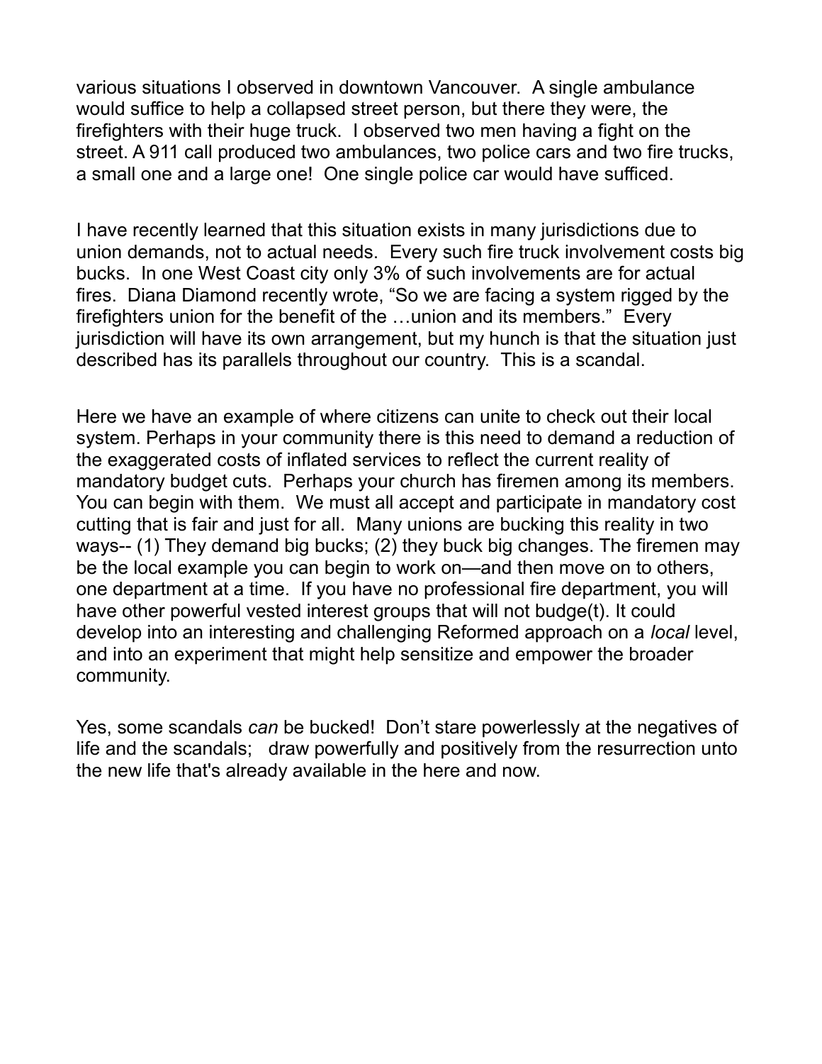various situations I observed in downtown Vancouver. A single ambulance would suffice to help a collapsed street person, but there they were, the firefighters with their huge truck. I observed two men having a fight on the street. A 911 call produced two ambulances, two police cars and two fire trucks, a small one and a large one! One single police car would have sufficed.

I have recently learned that this situation exists in many jurisdictions due to union demands, not to actual needs. Every such fire truck involvement costs big bucks. In one West Coast city only 3% of such involvements are for actual fires. Diana Diamond recently wrote, "So we are facing a system rigged by the firefighters union for the benefit of the …union and its members." Every jurisdiction will have its own arrangement, but my hunch is that the situation just described has its parallels throughout our country. This is a scandal.

Here we have an example of where citizens can unite to check out their local system. Perhaps in your community there is this need to demand a reduction of the exaggerated costs of inflated services to reflect the current reality of mandatory budget cuts. Perhaps your church has firemen among its members. You can begin with them. We must all accept and participate in mandatory cost cutting that is fair and just for all. Many unions are bucking this reality in two ways-- (1) They demand big bucks; (2) they buck big changes. The firemen may be the local example you can begin to work on—and then move on to others, one department at a time. If you have no professional fire department, you will have other powerful vested interest groups that will not budge(t). It could develop into an interesting and challenging Reformed approach on a *local* level, and into an experiment that might help sensitize and empower the broader community.

Yes, some scandals *can* be bucked! Don't stare powerlessly at the negatives of life and the scandals; draw powerfully and positively from the resurrection unto the new life that's already available in the here and now.